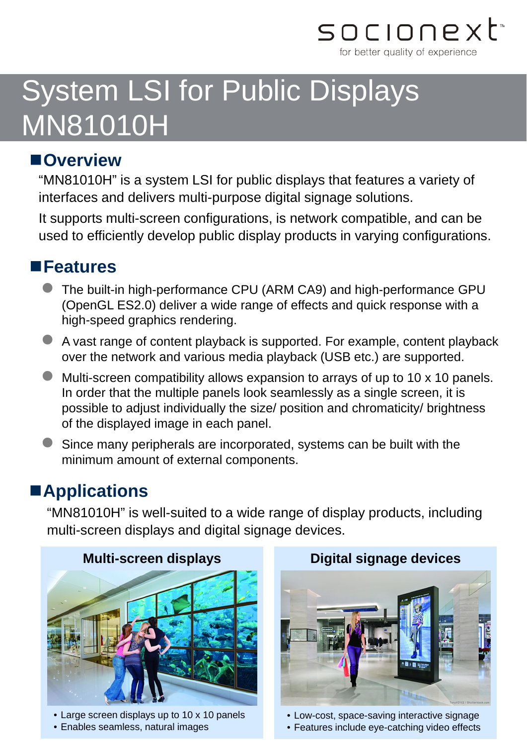socionext

for better quality of experience

# System LSI for Public Displays MN81010H

## Overview

"MN81010H" is a system LSI for public displays that features a variety of interfaces and delivers multi-purpose digital signage solutions.

It supports multi-screen configurations, is network compatible, and can be used to efficiently develop public display products in varying configurations.

## Features

- The built-in high-performance CPU (ARM CA9) and high-performance GPU (OpenGL ES2.0) deliver a wide range of effects and quick response with a high-speed graphics rendering.
- A vast range of content playback is supported. For example, content playback over the network and various media playback (USB etc.) are supported.
- Multi-screen compatibility allows expansion to arrays of up to 10 x 10 panels. In order that the multiple panels look seamlessly as a single screen, it is possible to adjust individually the size/ position and chromaticity/ brightness of the displayed image in each panel.
- Since many peripherals are incorporated, systems can be built with the minimum amount of external components.

## Applications

"MN81010H" is well-suited to a wide range of display products, including multi-screen displays and digital signage devices.

### Multi-screen displays

- Large screen displays up to 10 x 10 panels
- Enables seamless, natural images

### Digital signage devices

- Low-cost, space-saving interactive signage
- Features include eye-catching video effects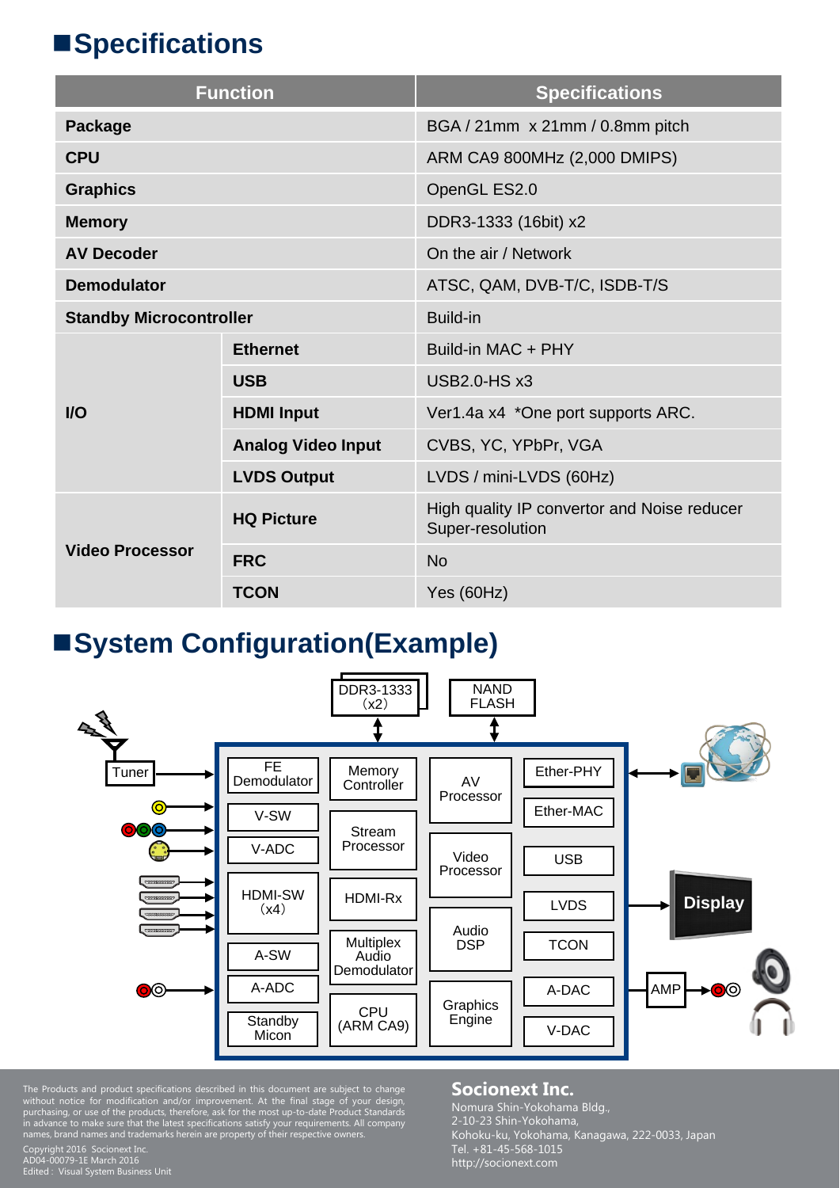## ■Specifications

| Function | | Specifications |
|---|---|---|
| **Package** | | BGA / 21mm x 21mm / 0.8mm pitch |
| **CPU** | | ARM CA9 800MHz (2,000 DMIPS) |
| **Graphics** | | OpenGL ES2.0 |
| **Memory** | | DDR3-1333 (16bit) x2 |
| **AV Decoder** | | On the air / Network |
| **Demodulator** | | ATSC, QAM, DVB-T/C, ISDB-T/S |
| **Standby Microcontroller** | | Build-in |
| **I/O** | **Ethernet** | Build-in MAC + PHY |
| | **USB** | USB2.0-HS x3 |
| | **HDMI Input** | Ver1.4a x4 *One port supports ARC. |
| | **Analog Video Input** | CVBS, YC, YPbPr, VGA |
| | **LVDS Output** | LVDS / mini-LVDS (60Hz) |
| **Video Processor** | **HQ Picture** | High quality IP convertor and Noise reducer Super-resolution |
| | **FRC** | No |
| | **TCON** | Yes (60Hz) |

## ■System Configuration(Example)

DDR3-1333 (x2)
NAND FLASH
Tuner
FE Demodulator
V-SW
V-ADC
HDMI-SW (x4)
A-SW
A-ADC
Standby Micon
Memory Controller
Stream Processor
HDMI-Rx
Multiplex Audio Demodulator
CPU (ARM CA9)
AV Processor
Video Processor
Audio DSP
Graphics Engine
Ether-PHY
Ether-MAC
USB
LVDS
TCON
A-DAC
V-DAC
Display
AMP

The Products and product specifications described in this document are subject to change without notice for modification and/or improvement. At the final stage of your design, purchasing, or use of the products, therefore, ask for the most up-to-date Product Standards in advance to make sure that the latest specifications satisfy your requirements. All company names, brand names and trademarks herein are property of their respective owners.

Copyright 2016 Socionext Inc.
AD04-00079-1E March 2016
Edited : Visual System Business Unit

**Socionext Inc.**
Nomura Shin-Yokohama Bldg.,
2-10-23 Shin-Yokohama,
Kohoku-ku, Yokohama, Kanagawa, 222-0033, Japan
Tel. +81-45-568-1015
http://socionext.com